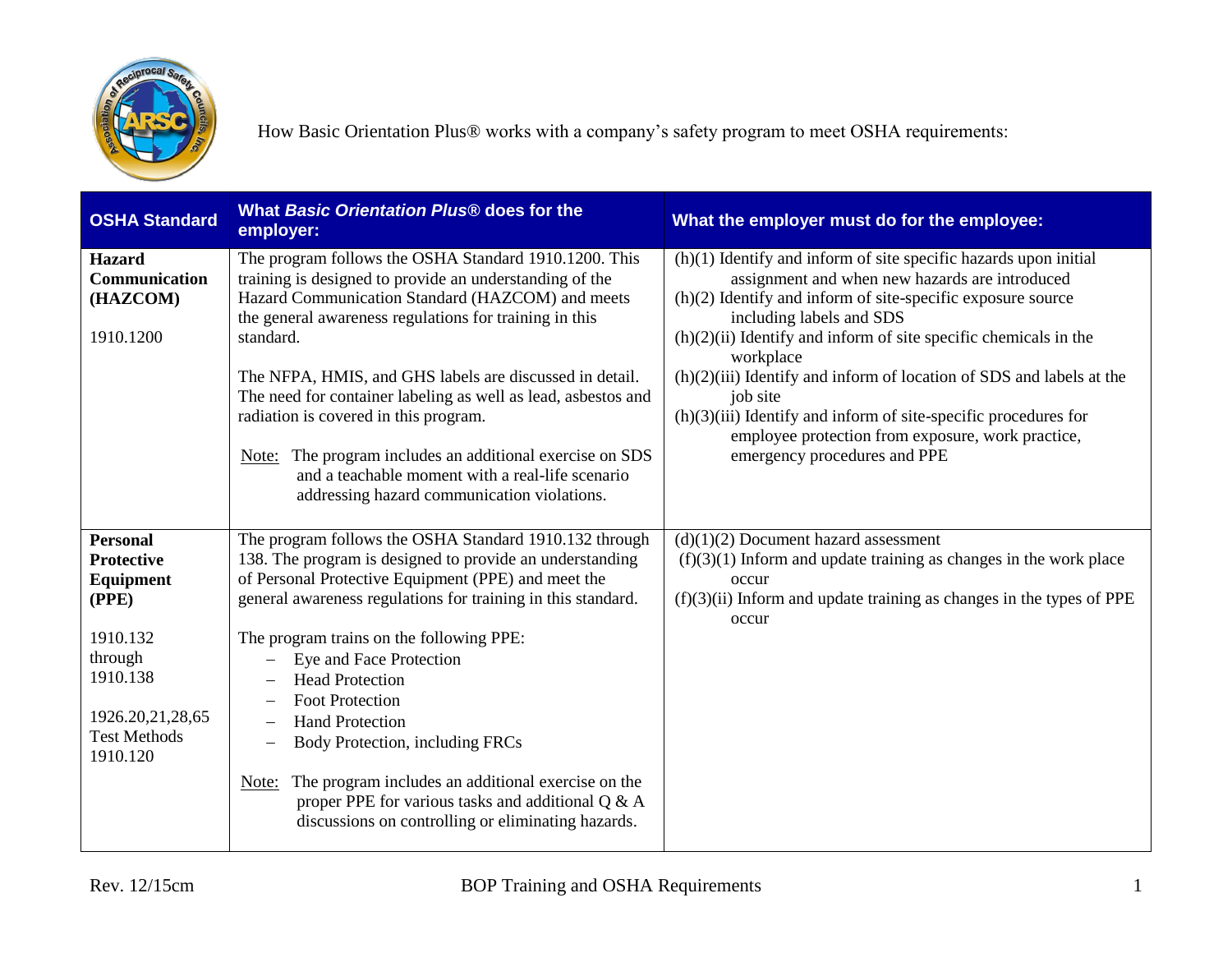How Basic Orientation Plus® works with a company's safety program to meet OSHA requirements:

| OSHA Standard | What *Basic Orientation Plus®* does for the employer: | What the employer must do for the employee: |
|---|---|---|
| **Hazard Communication (HAZCOM)**<br><br>1910.1200 | The program follows the OSHA Standard 1910.1200. This training is designed to provide an understanding of the Hazard Communication Standard (HAZCOM) and meets the general awareness regulations for training in this standard.<br><br>The NFPA, HMIS, and GHS labels are discussed in detail. The need for container labeling as well as lead, asbestos and radiation is covered in this program.<br><br><u>Note:</u> The program includes an additional exercise on SDS and a teachable moment with a real-life scenario addressing hazard communication violations. | (h)(1) Identify and inform of site specific hazards upon initial assignment and when new hazards are introduced<br>(h)(2) Identify and inform of site-specific exposure source including labels and SDS<br>(h)(2)(ii) Identify and inform of site specific chemicals in the workplace<br>(h)(2)(iii) Identify and inform of location of SDS and labels at the job site<br>(h)(3)(iii) Identify and inform of site-specific procedures for employee protection from exposure, work practice, emergency procedures and PPE |
| **Personal Protective Equipment (PPE)**<br><br>1910.132 through 1910.138<br><br>1926.20,21,28,65<br>Test Methods 1910.120 | The program follows the OSHA Standard 1910.132 through 138. The program is designed to provide an understanding of Personal Protective Equipment (PPE) and meet the general awareness regulations for training in this standard.<br><br>The program trains on the following PPE:<br>– Eye and Face Protection<br>– Head Protection<br>– Foot Protection<br>– Hand Protection<br>– Body Protection, including FRCs<br><br><u>Note:</u> The program includes an additional exercise on the proper PPE for various tasks and additional Q & A discussions on controlling or eliminating hazards. | (d)(1)(2) Document hazard assessment<br>(f)(3)(1) Inform and update training as changes in the work place occur<br>(f)(3)(ii) Inform and update training as changes in the types of PPE occur |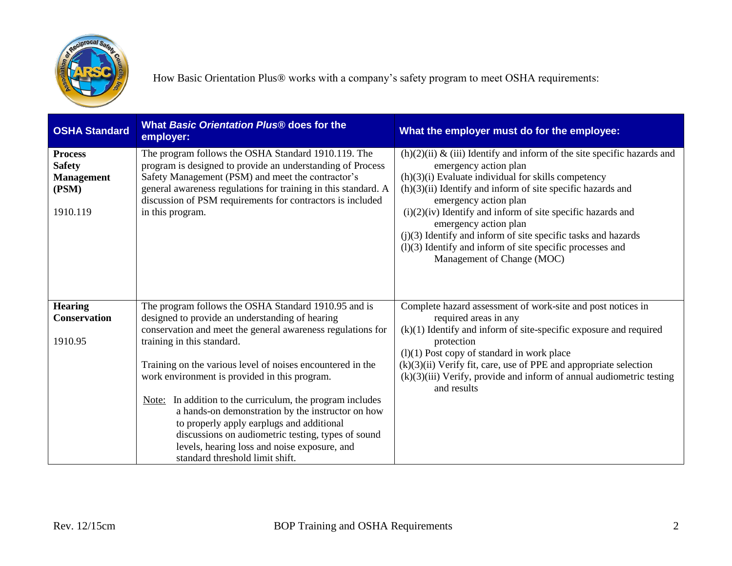How Basic Orientation Plus® works with a company's safety program to meet OSHA requirements:

| OSHA Standard | What *Basic Orientation Plus®* does for the employer: | What the employer must do for the employee: |
|---|---|---|
| **Process Safety Management (PSM)**<br><br>1910.119 | The program follows the OSHA Standard 1910.119. The program is designed to provide an understanding of Process Safety Management (PSM) and meet the contractor's general awareness regulations for training in this standard. A discussion of PSM requirements for contractors is included in this program. | (h)(2)(ii) & (iii) Identify and inform of the site specific hazards and emergency action plan<br>(h)(3)(i) Evaluate individual for skills competency<br>(h)(3)(ii) Identify and inform of site specific hazards and emergency action plan<br>(i)(2)(iv) Identify and inform of site specific hazards and emergency action plan<br>(j)(3) Identify and inform of site specific tasks and hazards<br>(l)(3) Identify and inform of site specific processes and Management of Change (MOC) |
| **Hearing Conservation**<br><br>1910.95 | The program follows the OSHA Standard 1910.95 and is designed to provide an understanding of hearing conservation and meet the general awareness regulations for training in this standard.<br><br>Training on the various level of noises encountered in the work environment is provided in this program.<br><br>Note: In addition to the curriculum, the program includes a hands-on demonstration by the instructor on how to properly apply earplugs and additional discussions on audiometric testing, types of sound levels, hearing loss and noise exposure, and standard threshold limit shift. | Complete hazard assessment of work-site and post notices in required areas in any<br>(k)(1) Identify and inform of site-specific exposure and required protection<br>(l)(1) Post copy of standard in work place<br>(k)(3)(ii) Verify fit, care, use of PPE and appropriate selection<br>(k)(3)(iii) Verify, provide and inform of annual audiometric testing and results |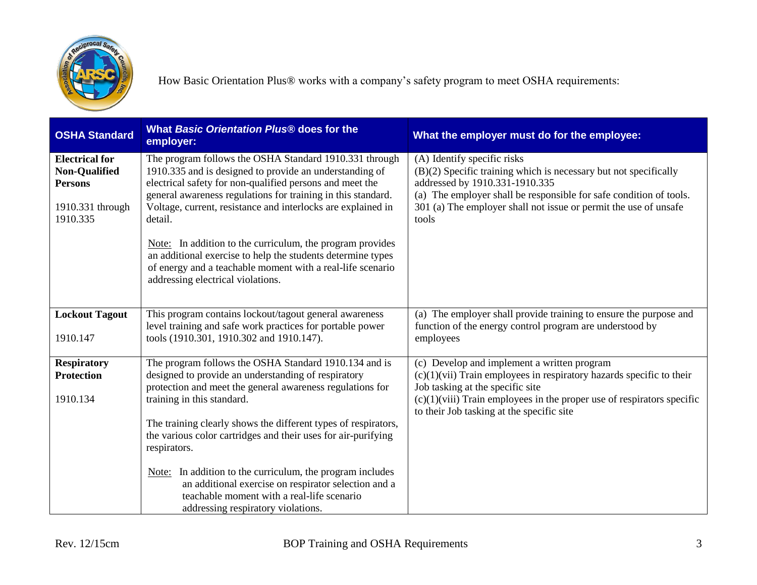How Basic Orientation Plus® works with a company's safety program to meet OSHA requirements:

| OSHA Standard | What *Basic Orientation Plus®* does for the employer: | What the employer must do for the employee: |
|---|---|---|
| **Electrical for Non-Qualified Persons**<br><br>1910.331 through 1910.335 | The program follows the OSHA Standard 1910.331 through 1910.335 and is designed to provide an understanding of electrical safety for non-qualified persons and meet the general awareness regulations for training in this standard. Voltage, current, resistance and interlocks are explained in detail.<br><br>Note: In addition to the curriculum, the program provides an additional exercise to help the students determine types of energy and a teachable moment with a real-life scenario addressing electrical violations. | (A) Identify specific risks<br>(B)(2) Specific training which is necessary but not specifically addressed by 1910.331-1910.335<br>(a) The employer shall be responsible for safe condition of tools.<br>301 (a) The employer shall not issue or permit the use of unsafe tools |
| **Lockout Tagout**<br><br>1910.147 | This program contains lockout/tagout general awareness level training and safe work practices for portable power tools (1910.301, 1910.302 and 1910.147). | (a) The employer shall provide training to ensure the purpose and function of the energy control program are understood by employees |
| **Respiratory Protection**<br><br>1910.134 | The program follows the OSHA Standard 1910.134 and is designed to provide an understanding of respiratory protection and meet the general awareness regulations for training in this standard.<br><br>The training clearly shows the different types of respirators, the various color cartridges and their uses for air-purifying respirators.<br><br>Note: In addition to the curriculum, the program includes an additional exercise on respirator selection and a teachable moment with a real-life scenario addressing respiratory violations. | (c) Develop and implement a written program<br>(c)(1)(vii) Train employees in respiratory hazards specific to their Job tasking at the specific site<br>(c)(1)(viii) Train employees in the proper use of respirators specific to their Job tasking at the specific site |

Rev. 12/15cm BOP Training and OSHA Requirements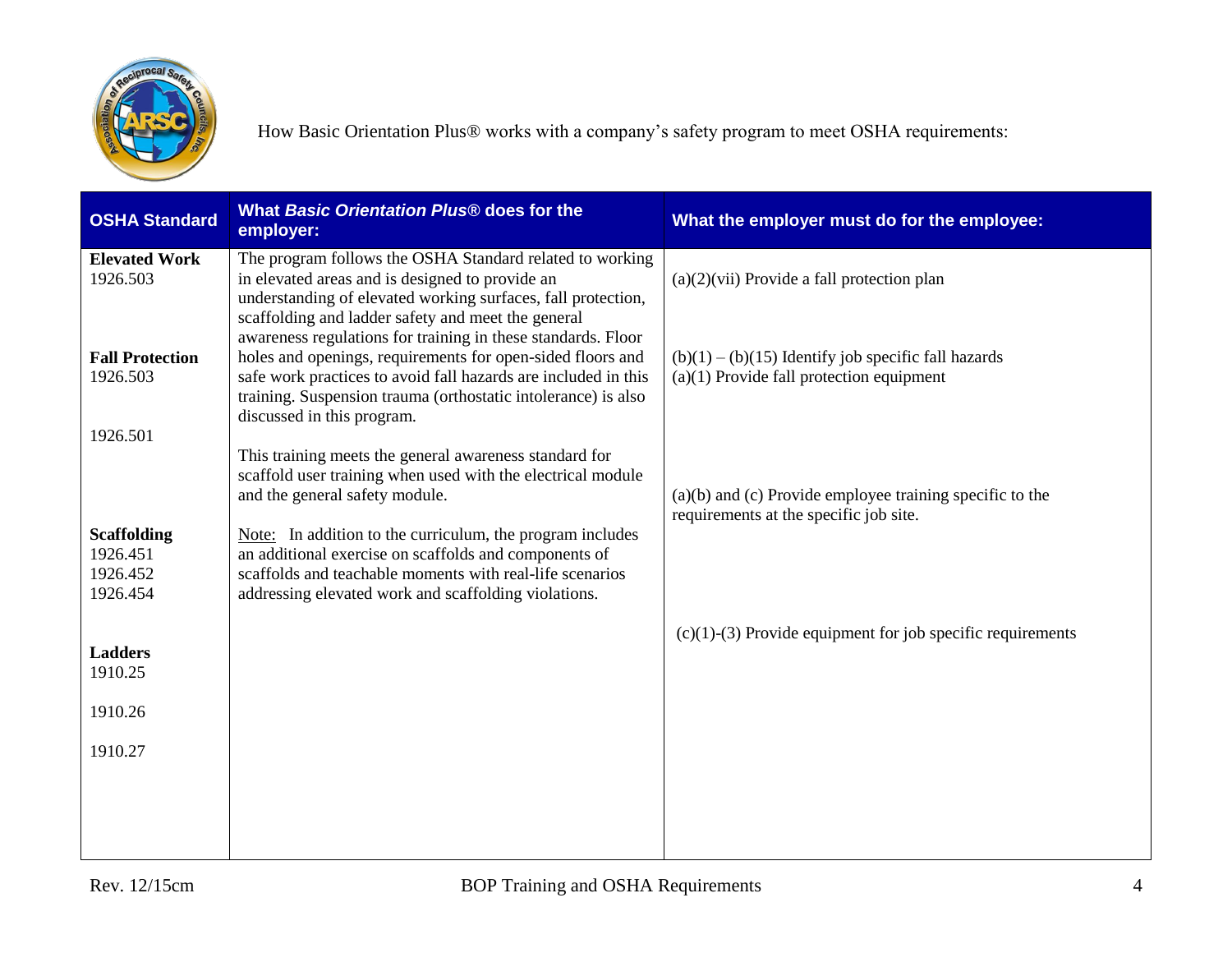How Basic Orientation Plus® works with a company's safety program to meet OSHA requirements:

| OSHA Standard | What *Basic Orientation Plus®* does for the employer: | What the employer must do for the employee: |
|---|---|---|
| **Elevated Work** 1926.503<br><br>**Fall Protection** 1926.503<br><br>1926.501<br><br>**Scaffolding** 1926.451 1926.452 1926.454<br><br>**Ladders** 1910.25<br><br>1910.26<br><br>1910.27 | The program follows the OSHA Standard related to working in elevated areas and is designed to provide an understanding of elevated working surfaces, fall protection, scaffolding and ladder safety and meet the general awareness regulations for training in these standards. Floor holes and openings, requirements for open-sided floors and safe work practices to avoid fall hazards are included in this training. Suspension trauma (orthostatic intolerance) is also discussed in this program.<br><br>This training meets the general awareness standard for scaffold user training when used with the electrical module and the general safety module.<br><br>Note: In addition to the curriculum, the program includes an additional exercise on scaffolds and components of scaffolds and teachable moments with real-life scenarios addressing elevated work and scaffolding violations. | (a)(2)(vii) Provide a fall protection plan<br><br>(b)(1) – (b)(15) Identify job specific fall hazards<br>(a)(1) Provide fall protection equipment<br><br>(a)(b) and (c) Provide employee training specific to the requirements at the specific job site.<br><br>(c)(1)-(3) Provide equipment for job specific requirements |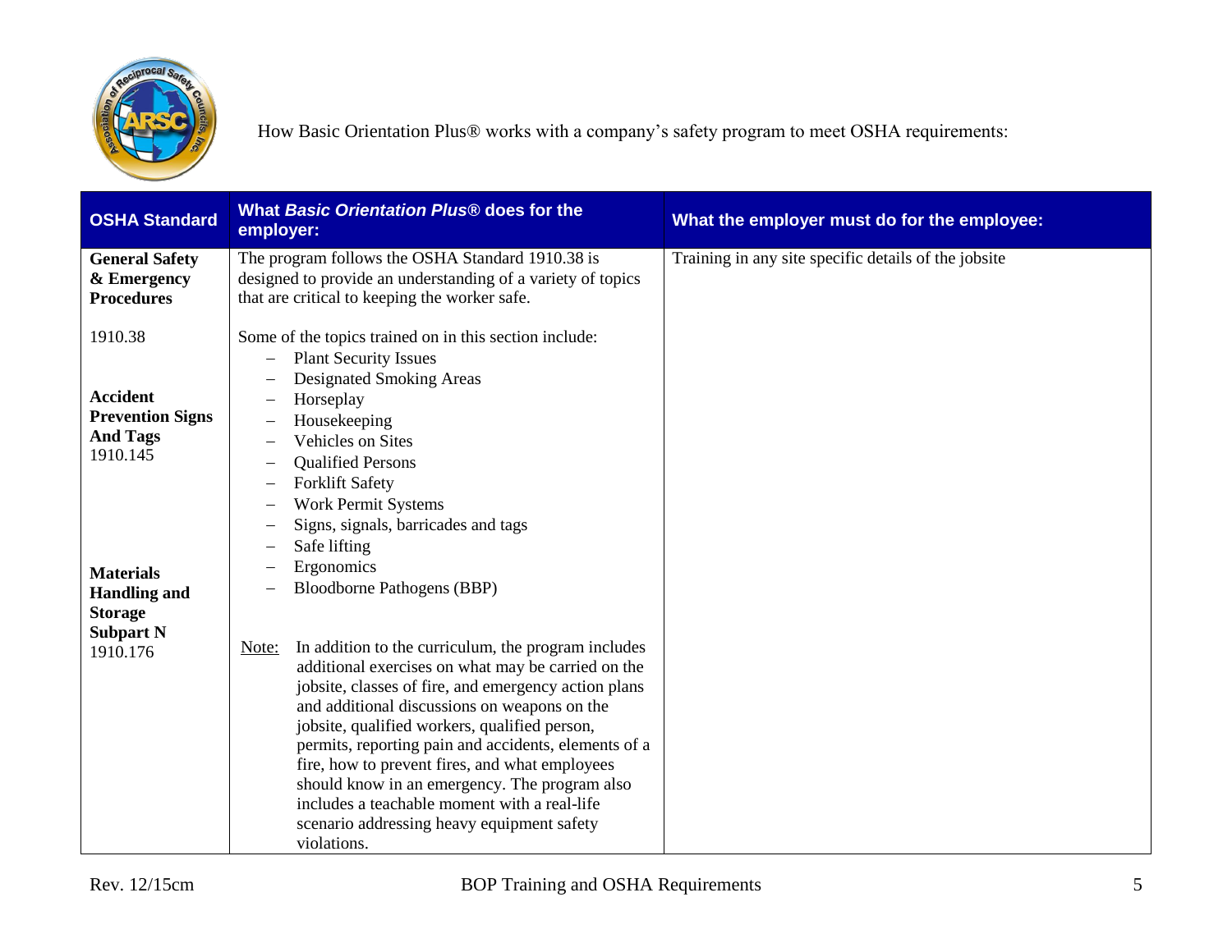How Basic Orientation Plus® works with a company's safety program to meet OSHA requirements:

| OSHA Standard | What *Basic Orientation Plus®* does for the employer: | What the employer must do for the employee: |
|---|---|---|
| **General Safety & Emergency Procedures**<br><br>1910.38<br><br>**Accident Prevention Signs And Tags**<br>1910.145<br><br>**Materials Handling and Storage Subpart N**<br>1910.176 | The program follows the OSHA Standard 1910.38 is designed to provide an understanding of a variety of topics that are critical to keeping the worker safe.<br><br>Some of the topics trained on in this section include:<br>– Plant Security Issues<br>– Designated Smoking Areas<br>– Horseplay<br>– Housekeeping<br>– Vehicles on Sites<br>– Qualified Persons<br>– Forklift Safety<br>– Work Permit Systems<br>– Signs, signals, barricades and tags<br>– Safe lifting<br>– Ergonomics<br>– Bloodborne Pathogens (BBP)<br><br>Note: In addition to the curriculum, the program includes additional exercises on what may be carried on the jobsite, classes of fire, and emergency action plans and additional discussions on weapons on the jobsite, qualified workers, qualified person, permits, reporting pain and accidents, elements of a fire, how to prevent fires, and what employees should know in an emergency. The program also includes a teachable moment with a real-life scenario addressing heavy equipment safety violations. | Training in any site specific details of the jobsite |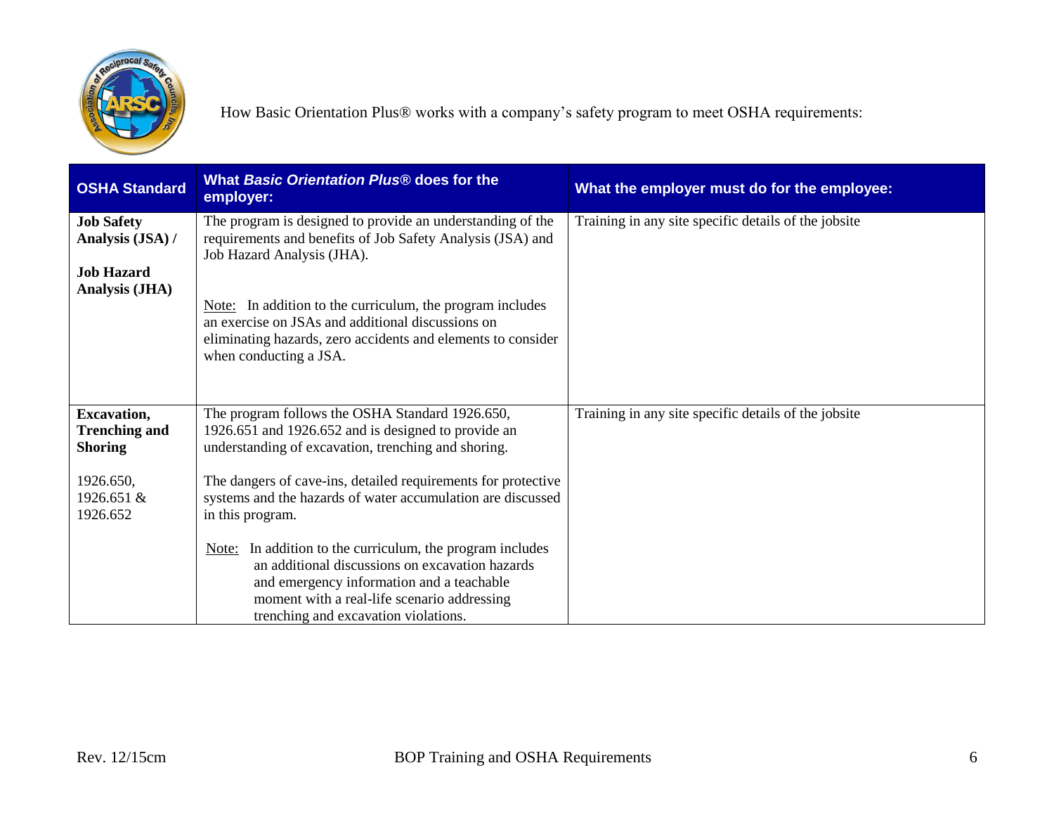How Basic Orientation Plus® works with a company's safety program to meet OSHA requirements:

| OSHA Standard | What *Basic Orientation Plus®* does for the employer: | What the employer must do for the employee: |
|---|---|---|
| **Job Safety Analysis (JSA) /**<br><br>**Job Hazard Analysis (JHA)** | The program is designed to provide an understanding of the requirements and benefits of Job Safety Analysis (JSA) and Job Hazard Analysis (JHA).<br><br>Note: In addition to the curriculum, the program includes an exercise on JSAs and additional discussions on eliminating hazards, zero accidents and elements to consider when conducting a JSA. | Training in any site specific details of the jobsite |
| **Excavation, Trenching and Shoring**<br><br>1926.650, 1926.651 & 1926.652 | The program follows the OSHA Standard 1926.650, 1926.651 and 1926.652 and is designed to provide an understanding of excavation, trenching and shoring.<br><br>The dangers of cave-ins, detailed requirements for protective systems and the hazards of water accumulation are discussed in this program.<br><br>Note: In addition to the curriculum, the program includes an additional discussions on excavation hazards and emergency information and a teachable moment with a real-life scenario addressing trenching and excavation violations. | Training in any site specific details of the jobsite |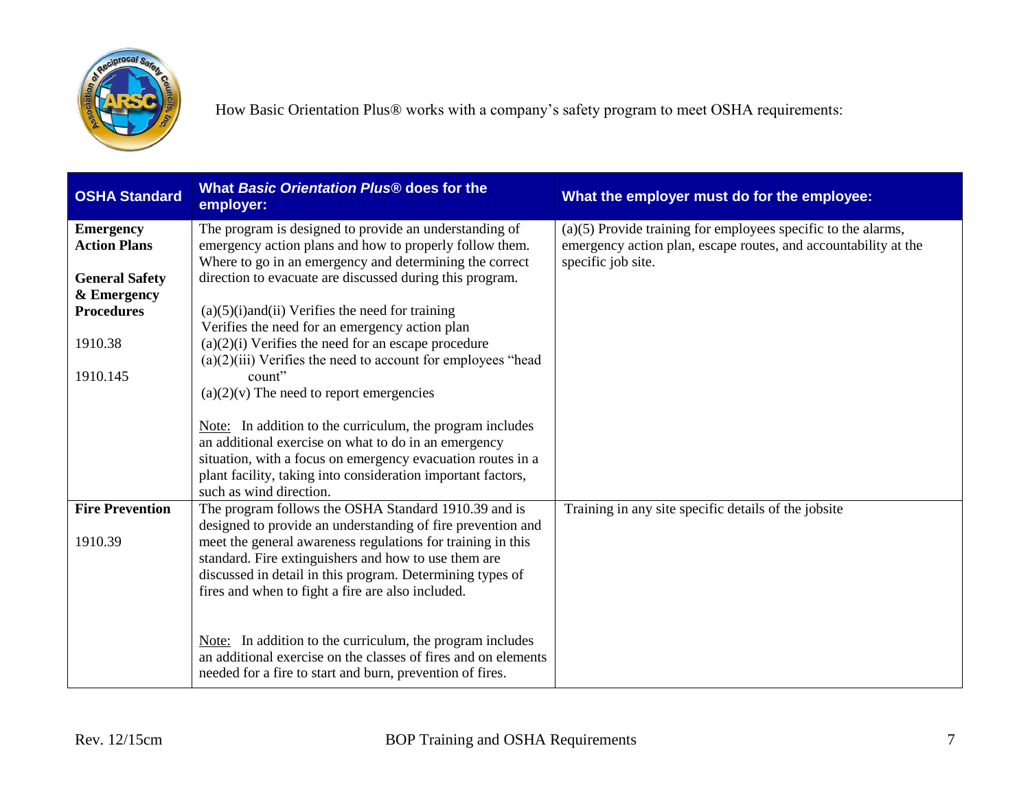How Basic Orientation Plus® works with a company's safety program to meet OSHA requirements:

| OSHA Standard | What *Basic Orientation Plus*® does for the employer: | What the employer must do for the employee: |
|---|---|---|
| **Emergency Action Plans**<br><br>**General Safety & Emergency Procedures**<br><br>1910.38<br><br>1910.145 | The program is designed to provide an understanding of emergency action plans and how to properly follow them. Where to go in an emergency and determining the correct direction to evacuate are discussed during this program.<br><br>(a)(5)(i)and(ii) Verifies the need for training<br>Verifies the need for an emergency action plan<br>(a)(2)(i) Verifies the need for an escape procedure<br>(a)(2)(iii) Verifies the need to account for employees "head count"<br>(a)(2)(v) The need to report emergencies<br><br><u>Note:</u> In addition to the curriculum, the program includes an additional exercise on what to do in an emergency situation, with a focus on emergency evacuation routes in a plant facility, taking into consideration important factors, such as wind direction. | (a)(5) Provide training for employees specific to the alarms, emergency action plan, escape routes, and accountability at the specific job site. |
| **Fire Prevention**<br><br>1910.39 | The program follows the OSHA Standard 1910.39 and is designed to provide an understanding of fire prevention and meet the general awareness regulations for training in this standard. Fire extinguishers and how to use them are discussed in detail in this program. Determining types of fires and when to fight a fire are also included.<br><br><u>Note:</u> In addition to the curriculum, the program includes an additional exercise on the classes of fires and on elements needed for a fire to start and burn, prevention of fires. | Training in any site specific details of the jobsite |